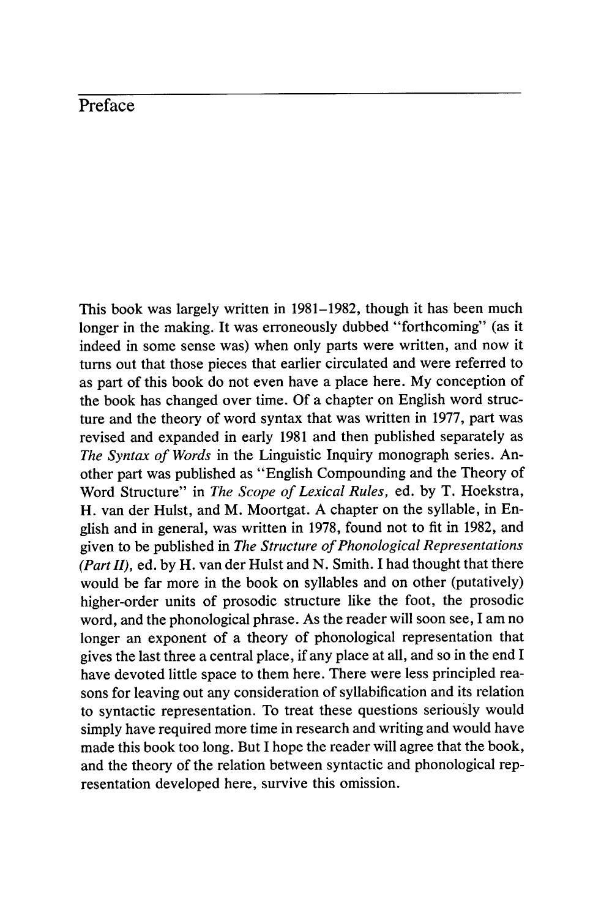# Preface

This book was largely written in 1981–1982, though it has been much longer in the making. It was erroneously dubbed "forthcoming" (as it indeed in some sense was) when only parts were written, and now it turns out that those pieces that earlier circulated and were referred to as part of this book do not even have a place here. My conception of the book has changed over time. Of a chapter on English word structure and the theory of word syntax that was written in 1977, part was revised and expanded in early 1981 and then published separately as *The Syntax of Words* in the Linguistic Inquiry monograph series. Another part was published as "English Compounding and the Theory of Word Structure" in *The Scope of Lexical Rules,* ed. by T. Hoekstra, H. van der Hulst, and M. Moortgat. A chapter on the syllable, in English and in general, was written in 1978, found not to fit in 1982, and given to be published in *The Structure of Phonological Representations (Part II),* ed. by H. van der Hulst and N. Smith. I had thought that there would be far more in the book on syllables and on other (putatively) higher-order units of prosodic structure like the foot, the prosodic word, and the phonological phrase. As the reader will soon see, I am no longer an exponent of a theory of phonological representation that gives the last three a central place, if any place at all, and so in the end I have devoted little space to them here. There were less principled reasons for leaving out any consideration of syllabification and its relation to syntactic representation. To treat these questions seriously would simply have required more time in research and writing and would have made this book too long. But I hope the reader will agree that the book, and the theory of the relation between syntactic and phonological representation developed here, survive this omission.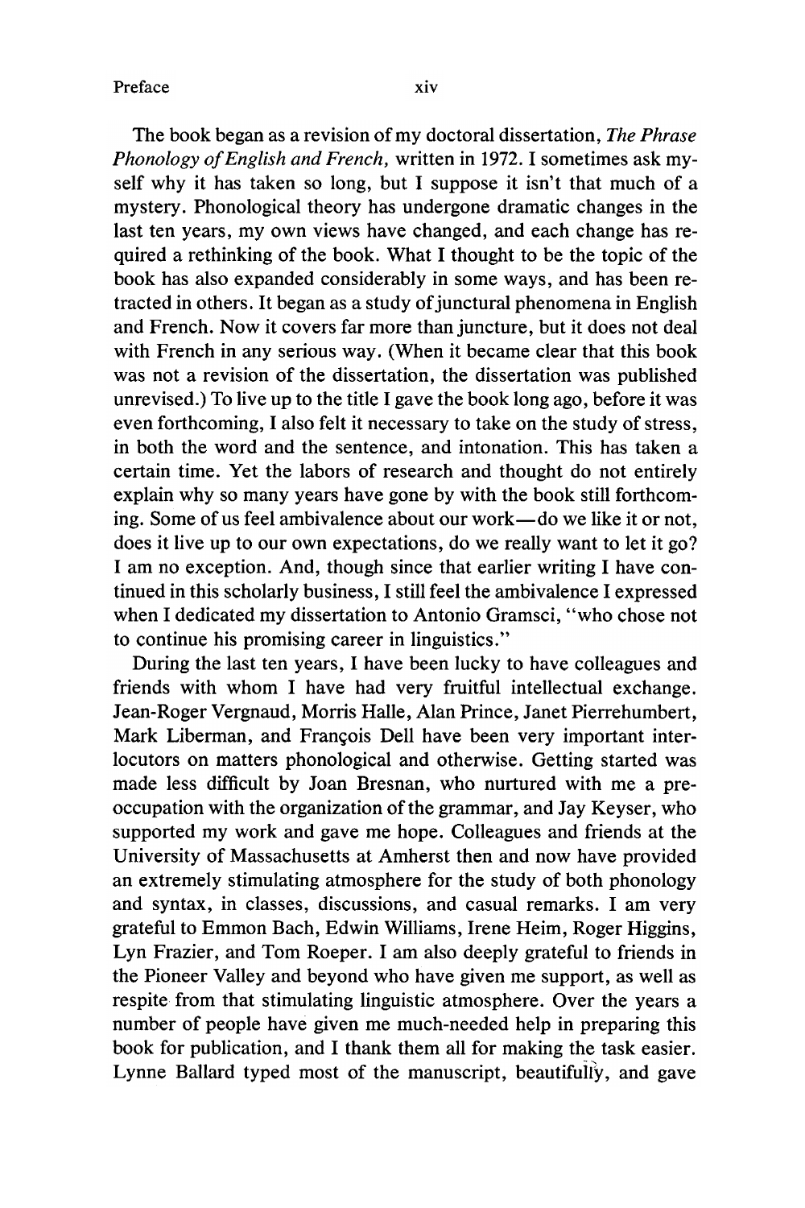The book began as a revision of my doctoral dissertation, *The Phrase Phonology of English and French,* written in 1972. I sometimes ask myself why it has taken so long, but I suppose it isn't that much of a mystery. Phonological theory has undergone dramatic changes in the last ten years, my own views have changed, and each change has required a rethinking of the book. What I thought to be the topic of the book has also expanded considerably in some ways, and has been retracted in others. It began as a study of junctural phenomena in English and French. Now it covers far more than juncture, but it does not deal with French in any serious way. (When it became clear that this book was not a revision of the dissertation, the dissertation was published unrevised.) To live up to the title I gave the book long ago, before it was even forthcoming, I also felt it necessary to take on the study of stress, in both the word and the sentence, and intonation. This has taken a certain time. Yet the labors of research and thought do not entirely explain why so many years have gone by with the book still forthcoming. Some of us feel ambivalence about our work—do we like it or not, does it live up to our own expectations, do we really want to let it go? I am no exception. And, though since that earlier writing I have continued in this scholarly business, I still feel the ambivalence I expressed when I dedicated my dissertation to Antonio Gramsci, "who chose not to continue his promising career in linguistics."

During the last ten years, I have been lucky to have colleagues and friends with whom I have had very fruitful intellectual exchange. Jean-Roger Vergnaud, Morris Halle, Alan Prince, Janet Pierrehumbert, Mark Liberman, and François Dell have been very important interlocutors on matters phonological and otherwise. Getting started was made less difficult by Joan Bresnan, who nurtured with me a preoccupation with the organization of the grammar, and Jay Keyser, who supported my work and gave me hope. Colleagues and friends at the University of Massachusetts at Amherst then and now have provided an extremely stimulating atmosphere for the study of both phonology and syntax, in classes, discussions, and casual remarks. I am very grateful to Emmon Bach, Edwin Williams, Irene Heim, Roger Higgins, Lyn Frazier, and Tom Roeper. I am also deeply grateful to friends in the Pioneer Valley and beyond who have given me support, as well as respite from that stimulating linguistic atmosphere. Over the years a number of people have given me much-needed help in preparing this book for publication, and I thank them all for making the task easier. Lynne Ballard typed most of the manuscript, beautifully, and gave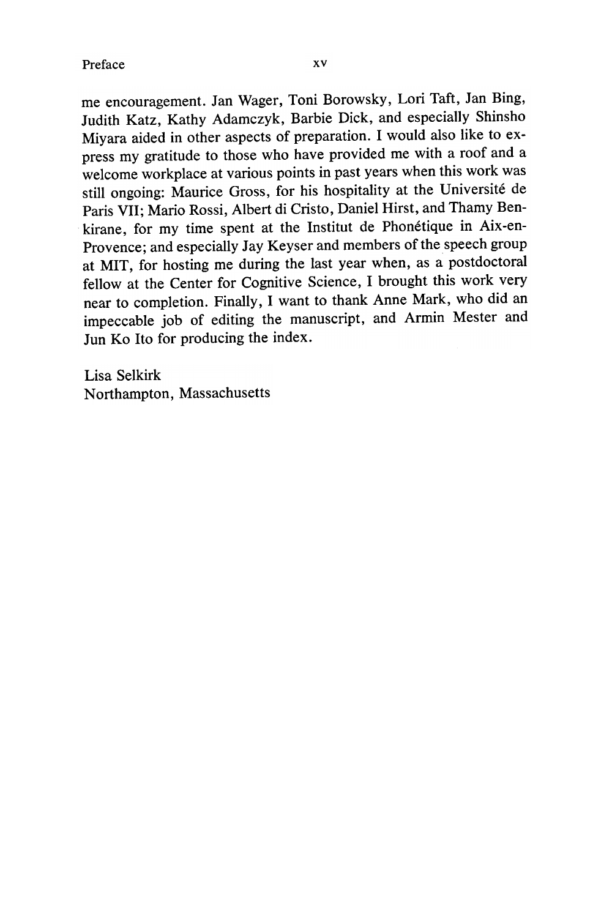me encouragement. Jan Wager, Toni Borowsky, Lori Taft, Jan Bing, Judith Katz, Kathy Adamczyk, Barbie Dick, and especially Shinsho Miyara aided in other aspects of preparation. I would also like to express my gratitude to those who have provided me with a roof and a welcome workplace at various points in past years when this work was still ongoing: Maurice Gross, for his hospitality at the Université de Paris VII; Mario Rossi, Albert di Cristo, Daniel Hirst, and Thamy Benkirane, for my time spent at the Institut de Phonétique in Aix-en-Provence; and especially Jay Keyser and members of the speech group at MIT, for hosting me during the last year when, as a postdoctoral fellow at the Center for Cognitive Science, I brought this work very near to completion. Finally, I want to thank Anne Mark, who did an impeccable job of editing the manuscript, and Armin Mester and Jun Ko Ito for producing the index.

Lisa Selkirk
Northampton, Massachusetts